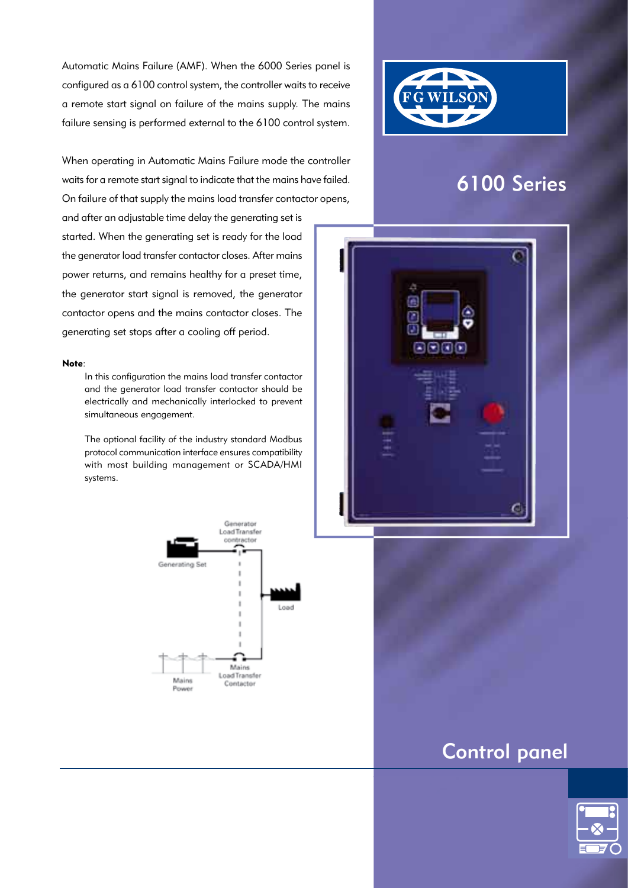# 6100 Series

## Control panel

Automatic Mains Failure (AMF). When the 6000 Series panel is configured as a 6100 control system, the controller waits to receive a remote start signal on failure of the mains supply. The mains failure sensing is performed external to the 6100 control system.

When operating in Automatic Mains Failure mode the controller waits for a remote start signal to indicate that the mains have failed. On failure of that supply the mains load transfer contactor opens, and after an adjustable time delay the generating set is started. When the generating set is ready for the load the generator load transfer contactor closes. After mains power returns, and remains healthy for a preset time, the generator start signal is removed, the generator contactor opens and the mains contactor closes. The generating set stops after a cooling off period.

**Note**:

In this configuration the mains load transfer contactor and the generator load transfer contactor should be electrically and mechanically interlocked to prevent simultaneous engagement.

The optional facility of the industry standard Modbus protocol communication interface ensures compatibility with most building management or SCADA/HMI systems.

Generator Load Transfer contractor

Generating Set

Load

Mains Power

Mains Load Transfer Contactor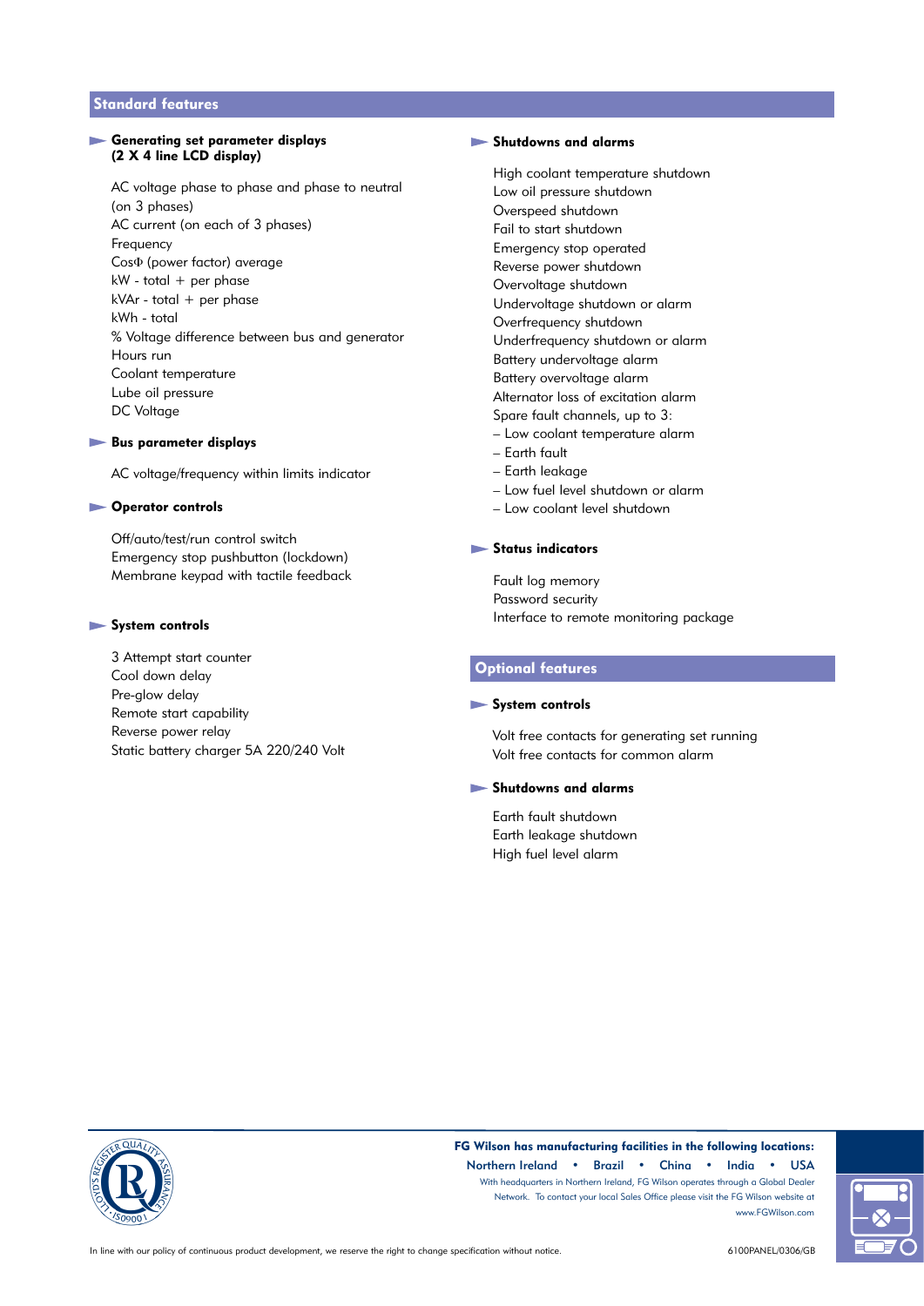## Standard features

### Generating set parameter displays (2 X 4 line LCD display)

AC voltage phase to phase and phase to neutral (on 3 phases)
AC current (on each of 3 phases)
Frequency
CosΦ (power factor) average
kW - total + per phase
kVAr - total + per phase
kWh - total
% Voltage difference between bus and generator
Hours run
Coolant temperature
Lube oil pressure
DC Voltage

### Bus parameter displays

AC voltage/frequency within limits indicator

### Operator controls

Off/auto/test/run control switch
Emergency stop pushbutton (lockdown)
Membrane keypad with tactile feedback

### System controls

3 Attempt start counter
Cool down delay
Pre-glow delay
Remote start capability
Reverse power relay
Static battery charger 5A 220/240 Volt

### Shutdowns and alarms

High coolant temperature shutdown
Low oil pressure shutdown
Overspeed shutdown
Fail to start shutdown
Emergency stop operated
Reverse power shutdown
Overvoltage shutdown
Undervoltage shutdown or alarm
Overfrequency shutdown
Underfrequency shutdown or alarm
Battery undervoltage alarm
Battery overvoltage alarm
Alternator loss of excitation alarm
Spare fault channels, up to 3:
– Low coolant temperature alarm
– Earth fault
– Earth leakage
– Low fuel level shutdown or alarm
– Low coolant level shutdown

### Status indicators

Fault log memory
Password security
Interface to remote monitoring package

## Optional features

### System controls

Volt free contacts for generating set running
Volt free contacts for common alarm

### Shutdowns and alarms

Earth fault shutdown
Earth leakage shutdown
High fuel level alarm

**FG Wilson has manufacturing facilities in the following locations:**

**Northern Ireland • Brazil • China • India • USA**

With headquarters in Northern Ireland, FG Wilson operates through a Global Dealer Network. To contact your local Sales Office please visit the FG Wilson website at www.FGWilson.com

In line with our policy of continuous product development, we reserve the right to change specification without notice.

6100PANEL/0306/GB